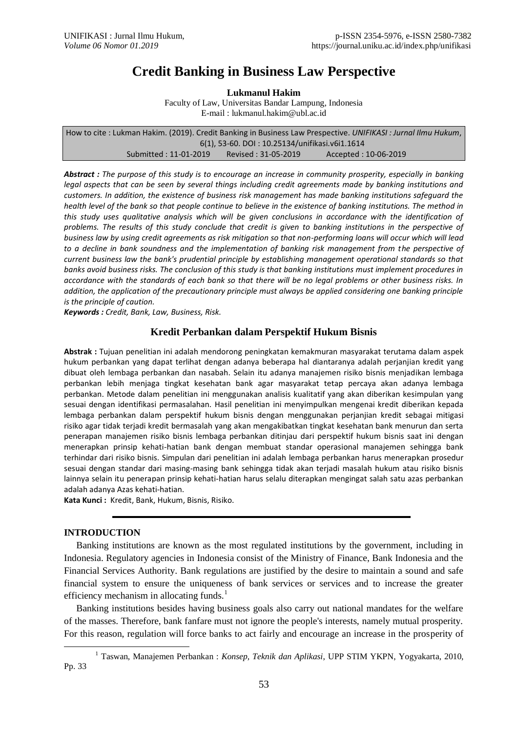# Credit Banking in Business Law Perspective

**Lukmanul Hakim**

Faculty of Law, Universitas Bandar Lampung, Indonesia
E-mail : lukmanul.hakim@ubl.ac.id

How to cite : Lukman Hakim. (2019). Credit Banking in Business Law Prespective. *UNIFIKASI : Jurnal Ilmu Hukum*, 6(1), 53-60. DOI : 10.25134/unifikasi.v6i1.1614
Submitted : 11-01-2019 Revised : 31-05-2019 Accepted : 10-06-2019

***Abstract :*** *The purpose of this study is to encourage an increase in community prosperity, especially in banking legal aspects that can be seen by several things including credit agreements made by banking institutions and customers. In addition, the existence of business risk management has made banking institutions safeguard the health level of the bank so that people continue to believe in the existence of banking institutions. The method in this study uses qualitative analysis which will be given conclusions in accordance with the identification of problems. The results of this study conclude that credit is given to banking institutions in the perspective of business law by using credit agreements as risk mitigation so that non-performing loans will occur which will lead to a decline in bank soundness and the implementation of banking risk management from the perspective of current business law the bank's prudential principle by establishing management operational standards so that banks avoid business risks. The conclusion of this study is that banking institutions must implement procedures in accordance with the standards of each bank so that there will be no legal problems or other business risks. In addition, the application of the precautionary principle must always be applied considering one banking principle is the principle of caution.*

***Keywords :*** *Credit, Bank, Law, Business, Risk.*

## Kredit Perbankan dalam Perspektif Hukum Bisnis

**Abstrak :** Tujuan penelitian ini adalah mendorong peningkatan kemakmuran masyarakat terutama dalam aspek hukum perbankan yang dapat terlihat dengan adanya beberapa hal diantaranya adalah perjanjian kredit yang dibuat oleh lembaga perbankan dan nasabah. Selain itu adanya manajemen risiko bisnis menjadikan lembaga perbankan lebih menjaga tingkat kesehatan bank agar masyarakat tetap percaya akan adanya lembaga perbankan. Metode dalam penelitian ini menggunakan analisis kualitatif yang akan diberikan kesimpulan yang sesuai dengan identifikasi permasalahan. Hasil penelitian ini menyimpulkan mengenai kredit diberikan kepada lembaga perbankan dalam perspektif hukum bisnis dengan menggunakan perjanjian kredit sebagai mitigasi risiko agar tidak terjadi kredit bermasalah yang akan mengakibatkan tingkat kesehatan bank menurun dan serta penerapan manajemen risiko bisnis lembaga perbankan ditinjau dari perspektif hukum bisnis saat ini dengan menerapkan prinsip kehati-hatian bank dengan membuat standar operasional manajemen sehingga bank terhindar dari risiko bisnis. Simpulan dari penelitian ini adalah lembaga perbankan harus menerapkan prosedur sesuai dengan standar dari masing-masing bank sehingga tidak akan terjadi masalah hukum atau risiko bisnis lainnya selain itu penerapan prinsip kehati-hatian harus selalu diterapkan mengingat salah satu azas perbankan adalah adanya Azas kehati-hatian.

**Kata Kunci :** Kredit, Bank, Hukum, Bisnis, Risiko.

---

## INTRODUCTION

Banking institutions are known as the most regulated institutions by the government, including in Indonesia. Regulatory agencies in Indonesia consist of the Ministry of Finance, Bank Indonesia and the Financial Services Authority. Bank regulations are justified by the desire to maintain a sound and safe financial system to ensure the uniqueness of bank services or services and to increase the greater efficiency mechanism in allocating funds.[1]

Banking institutions besides having business goals also carry out national mandates for the welfare of the masses. Therefore, bank fanfare must not ignore the people's interests, namely mutual prosperity. For this reason, regulation will force banks to act fairly and encourage an increase in the prosperity of

[1] Taswan, Manajemen Perbankan : *Konsep, Teknik dan Aplikasi*, UPP STIM YKPN, Yogyakarta, 2010, Pp. 33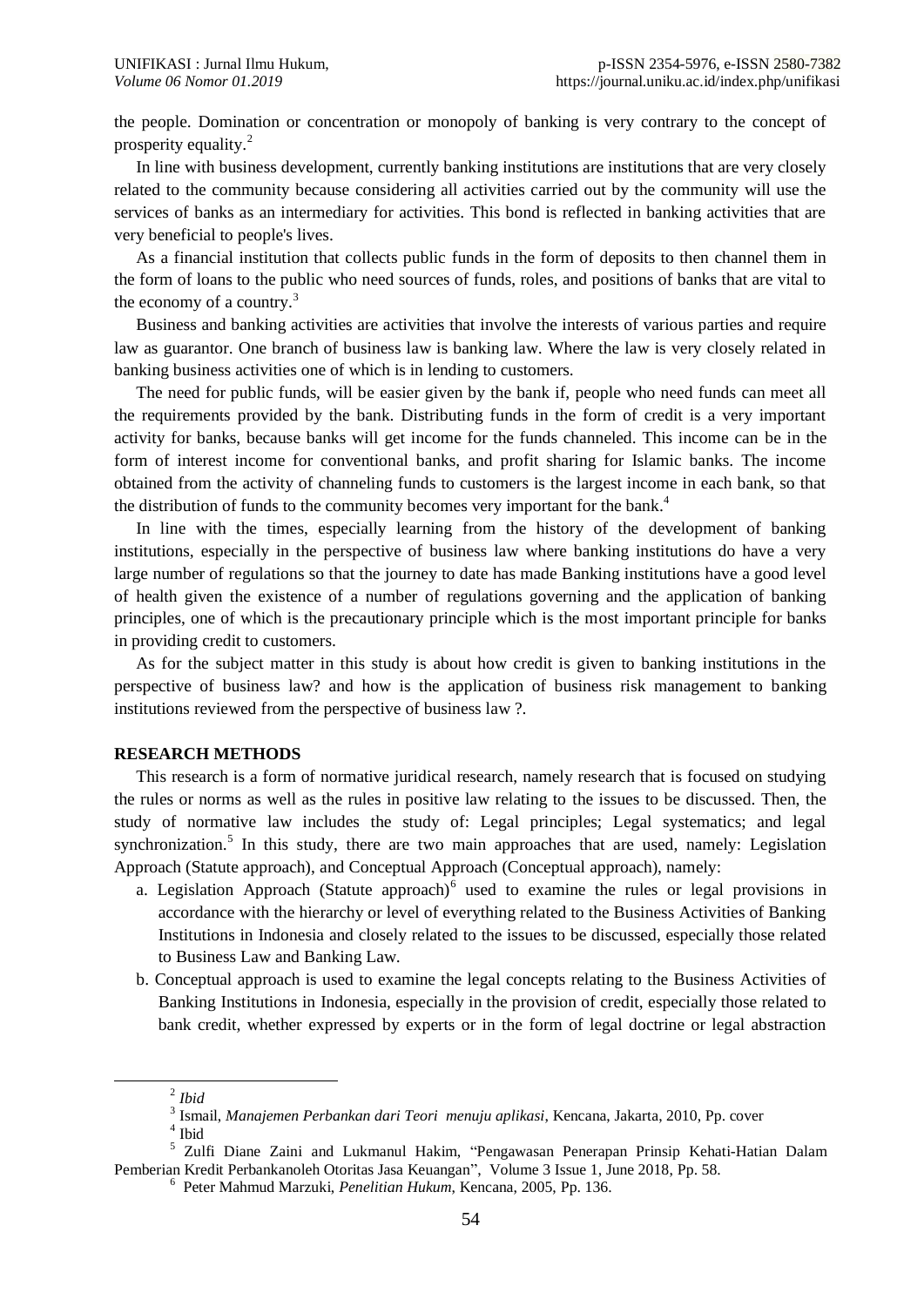the people. Domination or concentration or monopoly of banking is very contrary to the concept of prosperity equality.[2]

In line with business development, currently banking institutions are institutions that are very closely related to the community because considering all activities carried out by the community will use the services of banks as an intermediary for activities. This bond is reflected in banking activities that are very beneficial to people's lives.

As a financial institution that collects public funds in the form of deposits to then channel them in the form of loans to the public who need sources of funds, roles, and positions of banks that are vital to the economy of a country.[3]

Business and banking activities are activities that involve the interests of various parties and require law as guarantor. One branch of business law is banking law. Where the law is very closely related in banking business activities one of which is in lending to customers.

The need for public funds, will be easier given by the bank if, people who need funds can meet all the requirements provided by the bank. Distributing funds in the form of credit is a very important activity for banks, because banks will get income for the funds channeled. This income can be in the form of interest income for conventional banks, and profit sharing for Islamic banks. The income obtained from the activity of channeling funds to customers is the largest income in each bank, so that the distribution of funds to the community becomes very important for the bank.[4]

In line with the times, especially learning from the history of the development of banking institutions, especially in the perspective of business law where banking institutions do have a very large number of regulations so that the journey to date has made Banking institutions have a good level of health given the existence of a number of regulations governing and the application of banking principles, one of which is the precautionary principle which is the most important principle for banks in providing credit to customers.

As for the subject matter in this study is about how credit is given to banking institutions in the perspective of business law? and how is the application of business risk management to banking institutions reviewed from the perspective of business law ?.

## RESEARCH METHODS

This research is a form of normative juridical research, namely research that is focused on studying the rules or norms as well as the rules in positive law relating to the issues to be discussed. Then, the study of normative law includes the study of: Legal principles; Legal systematics; and legal synchronization.[5] In this study, there are two main approaches that are used, namely: Legislation Approach (Statute approach), and Conceptual Approach (Conceptual approach), namely:

a. Legislation Approach (Statute approach)[6] used to examine the rules or legal provisions in accordance with the hierarchy or level of everything related to the Business Activities of Banking Institutions in Indonesia and closely related to the issues to be discussed, especially those related to Business Law and Banking Law.
b. Conceptual approach is used to examine the legal concepts relating to the Business Activities of Banking Institutions in Indonesia, especially in the provision of credit, especially those related to bank credit, whether expressed by experts or in the form of legal doctrine or legal abstraction

---

[2] *Ibid*

[3] Ismail, *Manajemen Perbankan dari Teori menuju aplikasi*, Kencana, Jakarta, 2010, Pp. cover

[4] Ibid

[5] Zulfi Diane Zaini and Lukmanul Hakim, "Pengawasan Penerapan Prinsip Kehati-Hatian Dalam Pemberian Kredit Perbankanoleh Otoritas Jasa Keuangan", Volume 3 Issue 1, June 2018, Pp. 58.

[6] Peter Mahmud Marzuki, *Penelitian Hukum*, Kencana, 2005, Pp. 136.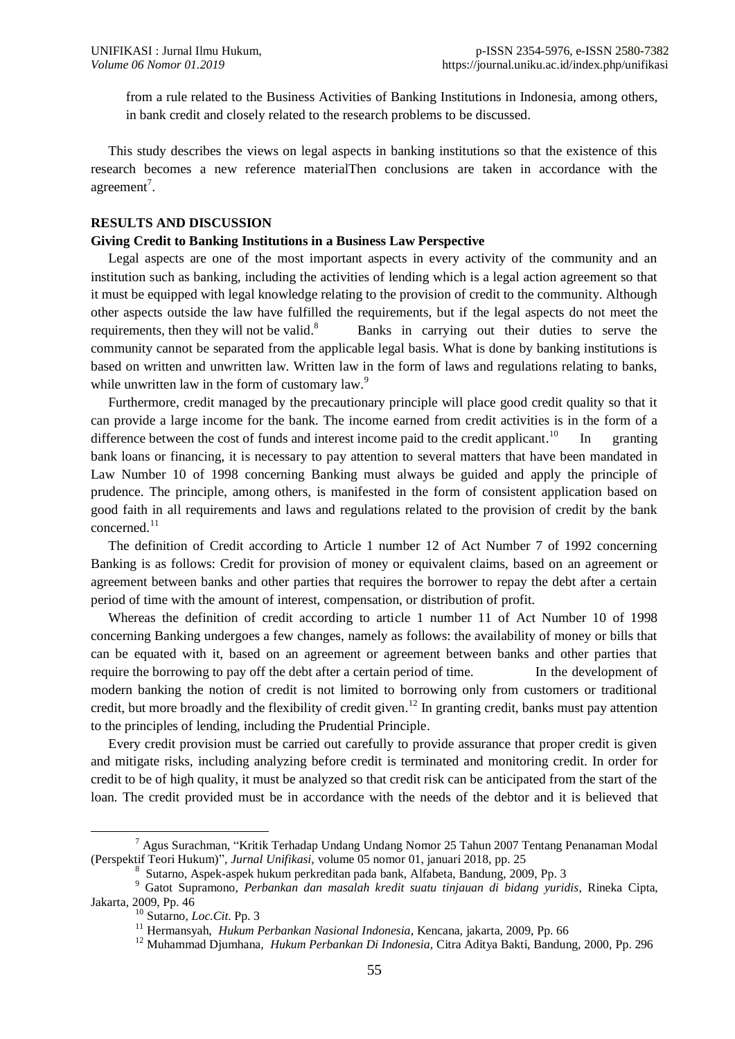from a rule related to the Business Activities of Banking Institutions in Indonesia, among others, in bank credit and closely related to the research problems to be discussed.

This study describes the views on legal aspects in banking institutions so that the existence of this research becomes a new reference materialThen conclusions are taken in accordance with the agreement[7].

**RESULTS AND DISCUSSION**

**Giving Credit to Banking Institutions in a Business Law Perspective**

Legal aspects are one of the most important aspects in every activity of the community and an institution such as banking, including the activities of lending which is a legal action agreement so that it must be equipped with legal knowledge relating to the provision of credit to the community. Although other aspects outside the law have fulfilled the requirements, but if the legal aspects do not meet the requirements, then they will not be valid.[8] Banks in carrying out their duties to serve the community cannot be separated from the applicable legal basis. What is done by banking institutions is based on written and unwritten law. Written law in the form of laws and regulations relating to banks, while unwritten law in the form of customary law.[9]

Furthermore, credit managed by the precautionary principle will place good credit quality so that it can provide a large income for the bank. The income earned from credit activities is in the form of a difference between the cost of funds and interest income paid to the credit applicant.[10] In granting bank loans or financing, it is necessary to pay attention to several matters that have been mandated in Law Number 10 of 1998 concerning Banking must always be guided and apply the principle of prudence. The principle, among others, is manifested in the form of consistent application based on good faith in all requirements and laws and regulations related to the provision of credit by the bank concerned.[11]

The definition of Credit according to Article 1 number 12 of Act Number 7 of 1992 concerning Banking is as follows: Credit for provision of money or equivalent claims, based on an agreement or agreement between banks and other parties that requires the borrower to repay the debt after a certain period of time with the amount of interest, compensation, or distribution of profit.

Whereas the definition of credit according to article 1 number 11 of Act Number 10 of 1998 concerning Banking undergoes a few changes, namely as follows: the availability of money or bills that can be equated with it, based on an agreement or agreement between banks and other parties that require the borrowing to pay off the debt after a certain period of time. In the development of modern banking the notion of credit is not limited to borrowing only from customers or traditional credit, but more broadly and the flexibility of credit given.[12] In granting credit, banks must pay attention to the principles of lending, including the Prudential Principle.

Every credit provision must be carried out carefully to provide assurance that proper credit is given and mitigate risks, including analyzing before credit is terminated and monitoring credit. In order for credit to be of high quality, it must be analyzed so that credit risk can be anticipated from the start of the loan. The credit provided must be in accordance with the needs of the debtor and it is believed that

---

[7] Agus Surachman, "Kritik Terhadap Undang Undang Nomor 25 Tahun 2007 Tentang Penanaman Modal (Perspektif Teori Hukum)", *Jurnal Unifikasi*, volume 05 nomor 01, januari 2018, pp. 25

[8] Sutarno, Aspek-aspek hukum perkreditan pada bank, Alfabeta, Bandung, 2009, Pp. 3

[9] Gatot Supramono, *Perbankan dan masalah kredit suatu tinjauan di bidang yuridis*, Rineka Cipta, Jakarta, 2009, Pp. 46

[10] Sutarno, *Loc.Cit*. Pp. 3

[11] Hermansyah, *Hukum Perbankan Nasional Indonesia*, Kencana, jakarta, 2009, Pp. 66

[12] Muhammad Djumhana, *Hukum Perbankan Di Indonesia*, Citra Aditya Bakti, Bandung, 2000, Pp. 296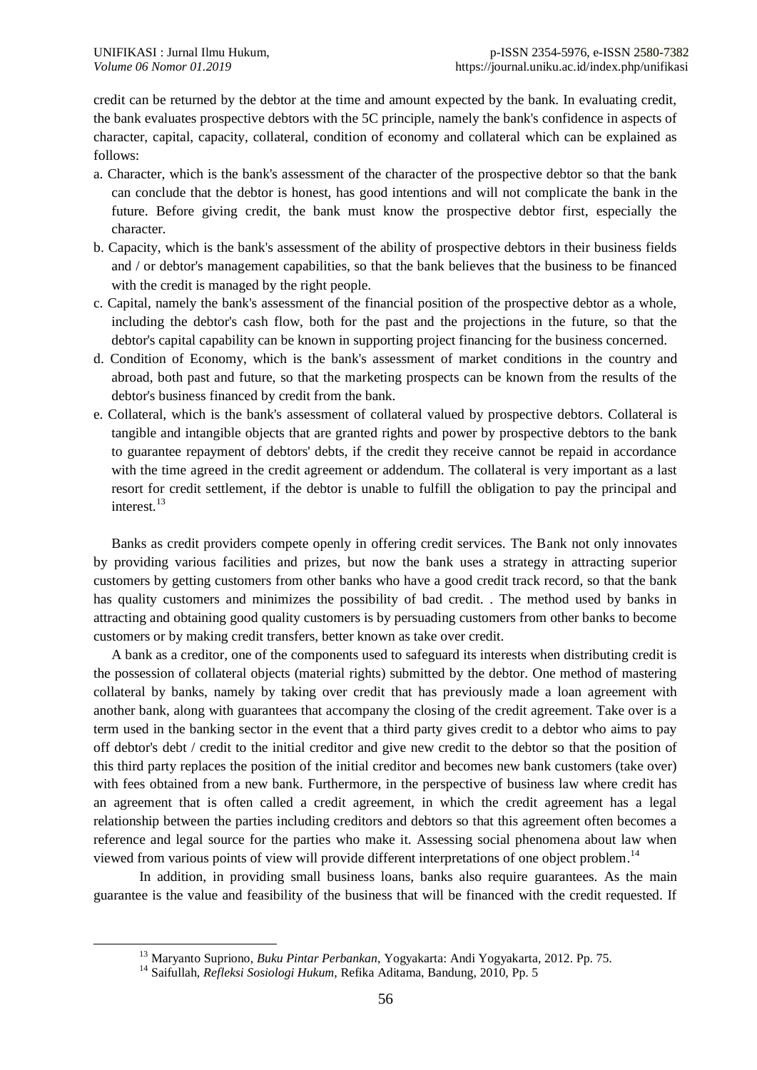credit can be returned by the debtor at the time and amount expected by the bank. In evaluating credit, the bank evaluates prospective debtors with the 5C principle, namely the bank's confidence in aspects of character, capital, capacity, collateral, condition of economy and collateral which can be explained as follows:

a. Character, which is the bank's assessment of the character of the prospective debtor so that the bank can conclude that the debtor is honest, has good intentions and will not complicate the bank in the future. Before giving credit, the bank must know the prospective debtor first, especially the character.
b. Capacity, which is the bank's assessment of the ability of prospective debtors in their business fields and / or debtor's management capabilities, so that the bank believes that the business to be financed with the credit is managed by the right people.
c. Capital, namely the bank's assessment of the financial position of the prospective debtor as a whole, including the debtor's cash flow, both for the past and the projections in the future, so that the debtor's capital capability can be known in supporting project financing for the business concerned.
d. Condition of Economy, which is the bank's assessment of market conditions in the country and abroad, both past and future, so that the marketing prospects can be known from the results of the debtor's business financed by credit from the bank.
e. Collateral, which is the bank's assessment of collateral valued by prospective debtors. Collateral is tangible and intangible objects that are granted rights and power by prospective debtors to the bank to guarantee repayment of debtors' debts, if the credit they receive cannot be repaid in accordance with the time agreed in the credit agreement or addendum. The collateral is very important as a last resort for credit settlement, if the debtor is unable to fulfill the obligation to pay the principal and interest.[13]

Banks as credit providers compete openly in offering credit services. The Bank not only innovates by providing various facilities and prizes, but now the bank uses a strategy in attracting superior customers by getting customers from other banks who have a good credit track record, so that the bank has quality customers and minimizes the possibility of bad credit. . The method used by banks in attracting and obtaining good quality customers is by persuading customers from other banks to become customers or by making credit transfers, better known as take over credit.

A bank as a creditor, one of the components used to safeguard its interests when distributing credit is the possession of collateral objects (material rights) submitted by the debtor. One method of mastering collateral by banks, namely by taking over credit that has previously made a loan agreement with another bank, along with guarantees that accompany the closing of the credit agreement. Take over is a term used in the banking sector in the event that a third party gives credit to a debtor who aims to pay off debtor's debt / credit to the initial creditor and give new credit to the debtor so that the position of this third party replaces the position of the initial creditor and becomes new bank customers (take over) with fees obtained from a new bank. Furthermore, in the perspective of business law where credit has an agreement that is often called a credit agreement, in which the credit agreement has a legal relationship between the parties including creditors and debtors so that this agreement often becomes a reference and legal source for the parties who make it. Assessing social phenomena about law when viewed from various points of view will provide different interpretations of one object problem.[14]

In addition, in providing small business loans, banks also require guarantees. As the main guarantee is the value and feasibility of the business that will be financed with the credit requested. If

---

[13] Maryanto Supriono, *Buku Pintar Perbankan*, Yogyakarta: Andi Yogyakarta, 2012. Pp. 75.

[14] Saifullah, *Refleksi Sosiologi Hukum*, Refika Aditama, Bandung, 2010, Pp. 5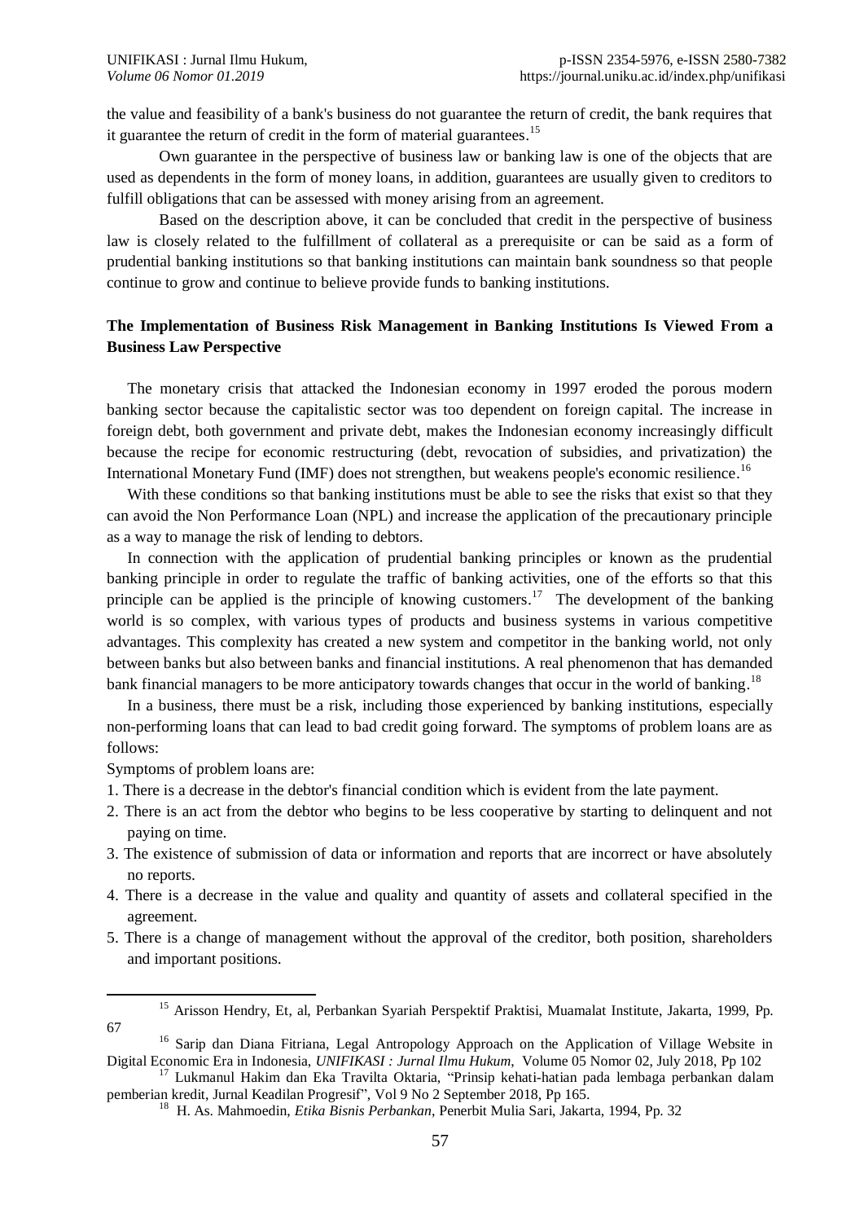the value and feasibility of a bank's business do not guarantee the return of credit, the bank requires that it guarantee the return of credit in the form of material guarantees.[15]

Own guarantee in the perspective of business law or banking law is one of the objects that are used as dependents in the form of money loans, in addition, guarantees are usually given to creditors to fulfill obligations that can be assessed with money arising from an agreement.

Based on the description above, it can be concluded that credit in the perspective of business law is closely related to the fulfillment of collateral as a prerequisite or can be said as a form of prudential banking institutions so that banking institutions can maintain bank soundness so that people continue to grow and continue to believe provide funds to banking institutions.

## The Implementation of Business Risk Management in Banking Institutions Is Viewed From a Business Law Perspective

The monetary crisis that attacked the Indonesian economy in 1997 eroded the porous modern banking sector because the capitalistic sector was too dependent on foreign capital. The increase in foreign debt, both government and private debt, makes the Indonesian economy increasingly difficult because the recipe for economic restructuring (debt, revocation of subsidies, and privatization) the International Monetary Fund (IMF) does not strengthen, but weakens people's economic resilience.[16]

With these conditions so that banking institutions must be able to see the risks that exist so that they can avoid the Non Performance Loan (NPL) and increase the application of the precautionary principle as a way to manage the risk of lending to debtors.

In connection with the application of prudential banking principles or known as the prudential banking principle in order to regulate the traffic of banking activities, one of the efforts so that this principle can be applied is the principle of knowing customers.[17] The development of the banking world is so complex, with various types of products and business systems in various competitive advantages. This complexity has created a new system and competitor in the banking world, not only between banks but also between banks and financial institutions. A real phenomenon that has demanded bank financial managers to be more anticipatory towards changes that occur in the world of banking.[18]

In a business, there must be a risk, including those experienced by banking institutions, especially non-performing loans that can lead to bad credit going forward. The symptoms of problem loans are as follows:

Symptoms of problem loans are:

1. There is a decrease in the debtor's financial condition which is evident from the late payment.
2. There is an act from the debtor who begins to be less cooperative by starting to delinquent and not paying on time.
3. The existence of submission of data or information and reports that are incorrect or have absolutely no reports.
4. There is a decrease in the value and quality and quantity of assets and collateral specified in the agreement.
5. There is a change of management without the approval of the creditor, both position, shareholders and important positions.

---

[15] Arisson Hendry, Et, al, Perbankan Syariah Perspektif Praktisi, Muamalat Institute, Jakarta, 1999, Pp. 67

[16] Sarip dan Diana Fitriana, Legal Antropology Approach on the Application of Village Website in Digital Economic Era in Indonesia, *UNIFIKASI : Jurnal Ilmu Hukum*, Volume 05 Nomor 02, July 2018, Pp 102

[17] Lukmanul Hakim dan Eka Travilta Oktaria, "Prinsip kehati-hatian pada lembaga perbankan dalam pemberian kredit, Jurnal Keadilan Progresif", Vol 9 No 2 September 2018, Pp 165.

[18] H. As. Mahmoedin, *Etika Bisnis Perbankan*, Penerbit Mulia Sari, Jakarta, 1994, Pp. 32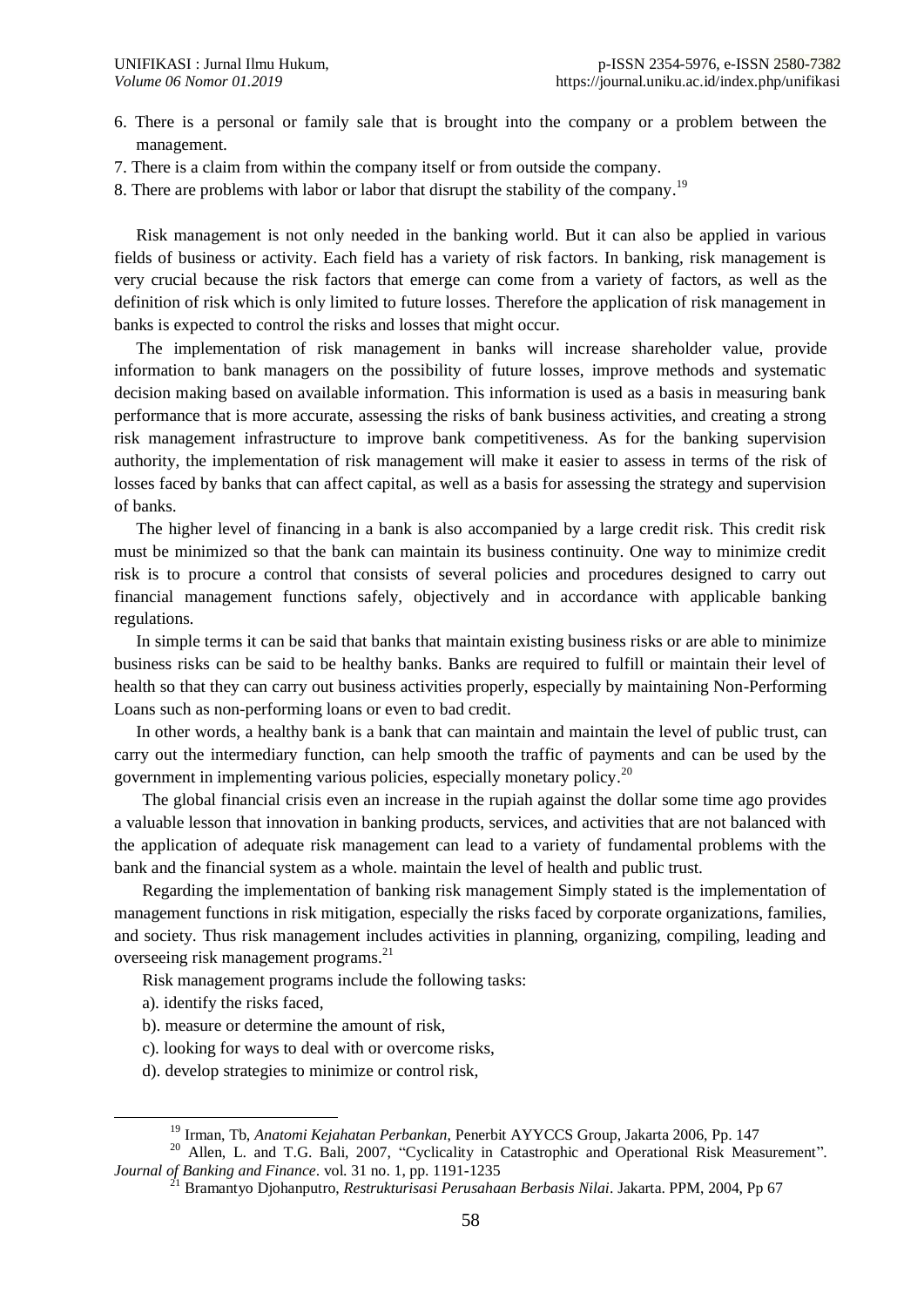6. There is a personal or family sale that is brought into the company or a problem between the management.
7. There is a claim from within the company itself or from outside the company.
8. There are problems with labor or labor that disrupt the stability of the company.[19]

Risk management is not only needed in the banking world. But it can also be applied in various fields of business or activity. Each field has a variety of risk factors. In banking, risk management is very crucial because the risk factors that emerge can come from a variety of factors, as well as the definition of risk which is only limited to future losses. Therefore the application of risk management in banks is expected to control the risks and losses that might occur.

The implementation of risk management in banks will increase shareholder value, provide information to bank managers on the possibility of future losses, improve methods and systematic decision making based on available information. This information is used as a basis in measuring bank performance that is more accurate, assessing the risks of bank business activities, and creating a strong risk management infrastructure to improve bank competitiveness. As for the banking supervision authority, the implementation of risk management will make it easier to assess in terms of the risk of losses faced by banks that can affect capital, as well as a basis for assessing the strategy and supervision of banks.

The higher level of financing in a bank is also accompanied by a large credit risk. This credit risk must be minimized so that the bank can maintain its business continuity. One way to minimize credit risk is to procure a control that consists of several policies and procedures designed to carry out financial management functions safely, objectively and in accordance with applicable banking regulations.

In simple terms it can be said that banks that maintain existing business risks or are able to minimize business risks can be said to be healthy banks. Banks are required to fulfill or maintain their level of health so that they can carry out business activities properly, especially by maintaining Non-Performing Loans such as non-performing loans or even to bad credit.

In other words, a healthy bank is a bank that can maintain and maintain the level of public trust, can carry out the intermediary function, can help smooth the traffic of payments and can be used by the government in implementing various policies, especially monetary policy.[20]

The global financial crisis even an increase in the rupiah against the dollar some time ago provides a valuable lesson that innovation in banking products, services, and activities that are not balanced with the application of adequate risk management can lead to a variety of fundamental problems with the bank and the financial system as a whole. maintain the level of health and public trust.

Regarding the implementation of banking risk management Simply stated is the implementation of management functions in risk mitigation, especially the risks faced by corporate organizations, families, and society. Thus risk management includes activities in planning, organizing, compiling, leading and overseeing risk management programs.[21]

Risk management programs include the following tasks:

a). identify the risks faced,

b). measure or determine the amount of risk,

c). looking for ways to deal with or overcome risks,

d). develop strategies to minimize or control risk,

---

[19] Irman, Tb, *Anatomi Kejahatan Perbankan*, Penerbit AYYCCS Group, Jakarta 2006, Pp. 147

[20] Allen, L. and T.G. Bali, 2007, "Cyclicality in Catastrophic and Operational Risk Measurement". *Journal of Banking and Finance*. vol. 31 no. 1, pp. 1191-1235

[21] Bramantyo Djohanputro, *Restrukturisasi Perusahaan Berbasis Nilai*. Jakarta. PPM, 2004, Pp 67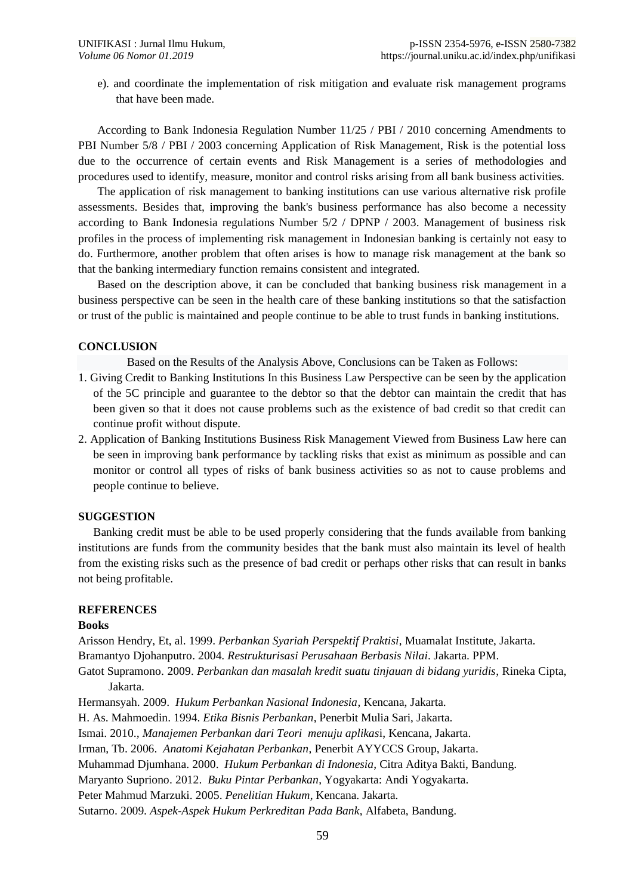e). and coordinate the implementation of risk mitigation and evaluate risk management programs that have been made.

According to Bank Indonesia Regulation Number 11/25 / PBI / 2010 concerning Amendments to PBI Number 5/8 / PBI / 2003 concerning Application of Risk Management, Risk is the potential loss due to the occurrence of certain events and Risk Management is a series of methodologies and procedures used to identify, measure, monitor and control risks arising from all bank business activities.

The application of risk management to banking institutions can use various alternative risk profile assessments. Besides that, improving the bank's business performance has also become a necessity according to Bank Indonesia regulations Number 5/2 / DPNP / 2003. Management of business risk profiles in the process of implementing risk management in Indonesian banking is certainly not easy to do. Furthermore, another problem that often arises is how to manage risk management at the bank so that the banking intermediary function remains consistent and integrated.

Based on the description above, it can be concluded that banking business risk management in a business perspective can be seen in the health care of these banking institutions so that the satisfaction or trust of the public is maintained and people continue to be able to trust funds in banking institutions.

## CONCLUSION

Based on the Results of the Analysis Above, Conclusions can be Taken as Follows:

1. Giving Credit to Banking Institutions In this Business Law Perspective can be seen by the application of the 5C principle and guarantee to the debtor so that the debtor can maintain the credit that has been given so that it does not cause problems such as the existence of bad credit so that credit can continue profit without dispute.
2. Application of Banking Institutions Business Risk Management Viewed from Business Law here can be seen in improving bank performance by tackling risks that exist as minimum as possible and can monitor or control all types of risks of bank business activities so as not to cause problems and people continue to believe.

## SUGGESTION

Banking credit must be able to be used properly considering that the funds available from banking institutions are funds from the community besides that the bank must also maintain its level of health from the existing risks such as the presence of bad credit or perhaps other risks that can result in banks not being profitable.

## REFERENCES

### Books

Arisson Hendry, Et, al. 1999. *Perbankan Syariah Perspektif Praktisi*, Muamalat Institute, Jakarta.

Bramantyo Djohanputro. 2004. *Restrukturisasi Perusahaan Berbasis Nilai*. Jakarta. PPM.

Gatot Supramono. 2009. *Perbankan dan masalah kredit suatu tinjauan di bidang yuridis*, Rineka Cipta, Jakarta.

Hermansyah. 2009. *Hukum Perbankan Nasional Indonesia*, Kencana, Jakarta.

H. As. Mahmoedin. 1994. *Etika Bisnis Perbankan*, Penerbit Mulia Sari, Jakarta.

Ismai. 2010., *Manajemen Perbankan dari Teori menuju aplikas*i, Kencana, Jakarta.

Irman, Tb. 2006. *Anatomi Kejahatan Perbankan*, Penerbit AYYCCS Group, Jakarta.

Muhammad Djumhana. 2000. *Hukum Perbankan di Indonesia*, Citra Aditya Bakti, Bandung.

Maryanto Supriono. 2012. *Buku Pintar Perbankan*, Yogyakarta: Andi Yogyakarta.

Peter Mahmud Marzuki. 2005. *Penelitian Hukum*, Kencana. Jakarta.

Sutarno. 2009. *Aspek-Aspek Hukum Perkreditan Pada Bank*, Alfabeta, Bandung.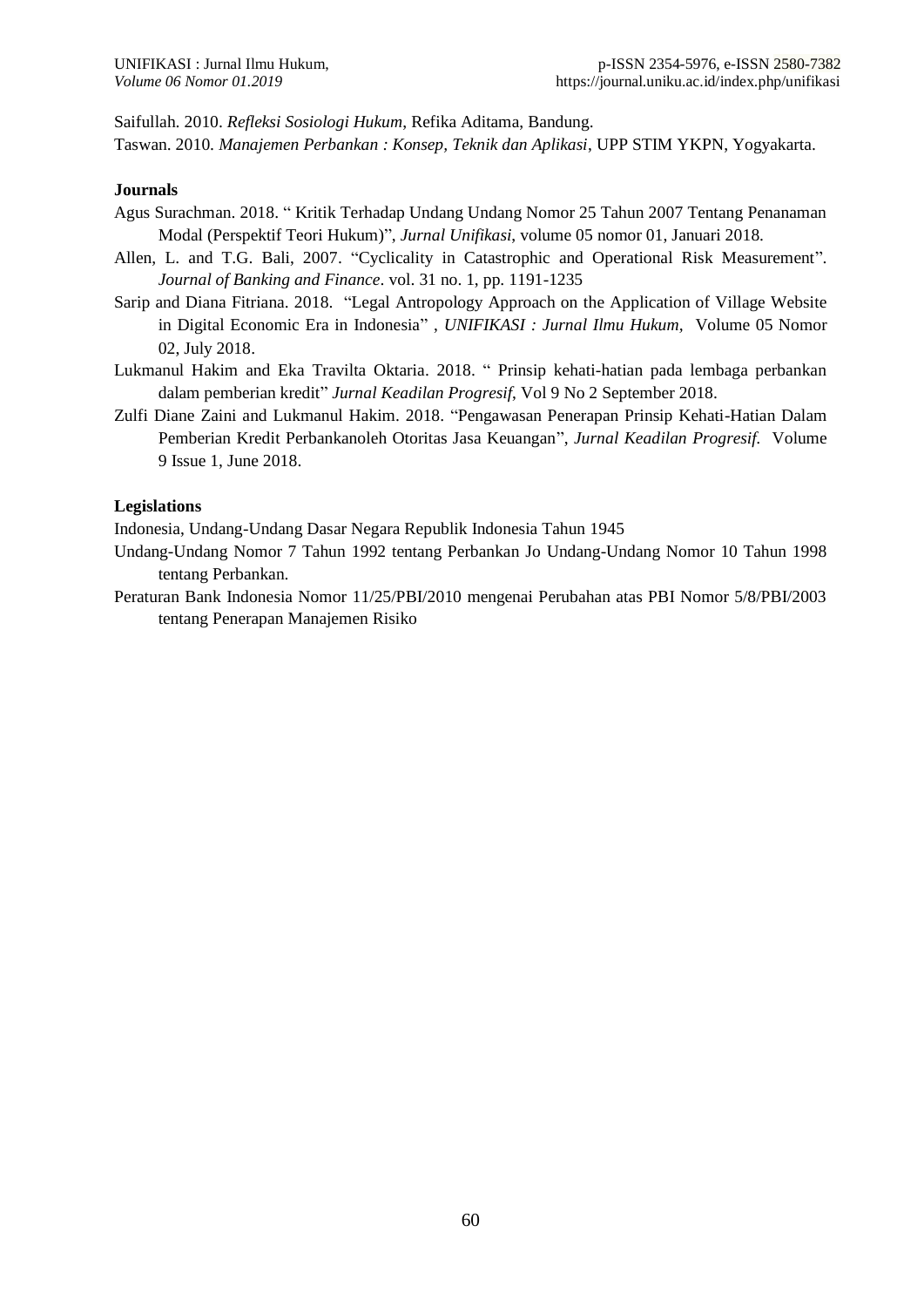Saifullah. 2010. *Refleksi Sosiologi Hukum*, Refika Aditama, Bandung.

Taswan. 2010. *Manajemen Perbankan : Konsep, Teknik dan Aplikasi*, UPP STIM YKPN, Yogyakarta.

**Journals**

Agus Surachman. 2018. " Kritik Terhadap Undang Undang Nomor 25 Tahun 2007 Tentang Penanaman Modal (Perspektif Teori Hukum)", *Jurnal Unifikasi*, volume 05 nomor 01, Januari 2018.

Allen, L. and T.G. Bali, 2007. "Cyclicality in Catastrophic and Operational Risk Measurement". *Journal of Banking and Finance*. vol. 31 no. 1, pp. 1191-1235

Sarip and Diana Fitriana. 2018. "Legal Antropology Approach on the Application of Village Website in Digital Economic Era in Indonesia" , *UNIFIKASI : Jurnal Ilmu Hukum,* Volume 05 Nomor 02, July 2018.

Lukmanul Hakim and Eka Travilta Oktaria. 2018. " Prinsip kehati-hatian pada lembaga perbankan dalam pemberian kredit" *Jurnal Keadilan Progresif*, Vol 9 No 2 September 2018.

Zulfi Diane Zaini and Lukmanul Hakim. 2018. "Pengawasan Penerapan Prinsip Kehati-Hatian Dalam Pemberian Kredit Perbankanoleh Otoritas Jasa Keuangan", *Jurnal Keadilan Progresif.* Volume 9 Issue 1, June 2018.

**Legislations**

Indonesia, Undang-Undang Dasar Negara Republik Indonesia Tahun 1945

Undang-Undang Nomor 7 Tahun 1992 tentang Perbankan Jo Undang-Undang Nomor 10 Tahun 1998 tentang Perbankan.

Peraturan Bank Indonesia Nomor 11/25/PBI/2010 mengenai Perubahan atas PBI Nomor 5/8/PBI/2003 tentang Penerapan Manajemen Risiko